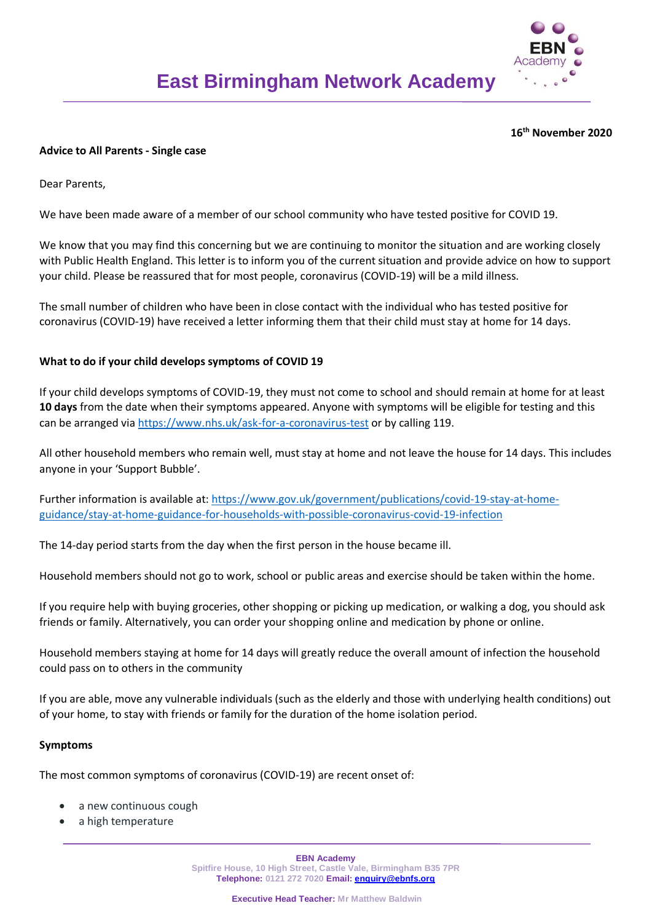# East Birmingham Network Academy

**16th November 2020**

**Advice to All Parents - Single case**

Dear Parents,

We have been made aware of a member of our school community who have tested positive for COVID 19.

We know that you may find this concerning but we are continuing to monitor the situation and are working closely with Public Health England. This letter is to inform you of the current situation and provide advice on how to support your child. Please be reassured that for most people, coronavirus (COVID-19) will be a mild illness.

The small number of children who have been in close contact with the individual who has tested positive for coronavirus (COVID-19) have received a letter informing them that their child must stay at home for 14 days.

**What to do if your child develops symptoms of COVID 19**

If your child develops symptoms of COVID-19, they must not come to school and should remain at home for at least **10 days** from the date when their symptoms appeared. Anyone with symptoms will be eligible for testing and this can be arranged via https://www.nhs.uk/ask-for-a-coronavirus-test or by calling 119.

All other household members who remain well, must stay at home and not leave the house for 14 days. This includes anyone in your 'Support Bubble'.

Further information is available at: https://www.gov.uk/government/publications/covid-19-stay-at-home-guidance/stay-at-home-guidance-for-households-with-possible-coronavirus-covid-19-infection

The 14-day period starts from the day when the first person in the house became ill.

Household members should not go to work, school or public areas and exercise should be taken within the home.

If you require help with buying groceries, other shopping or picking up medication, or walking a dog, you should ask friends or family. Alternatively, you can order your shopping online and medication by phone or online.

Household members staying at home for 14 days will greatly reduce the overall amount of infection the household could pass on to others in the community

If you are able, move any vulnerable individuals (such as the elderly and those with underlying health conditions) out of your home, to stay with friends or family for the duration of the home isolation period.

**Symptoms**

The most common symptoms of coronavirus (COVID-19) are recent onset of:

- a new continuous cough
- a high temperature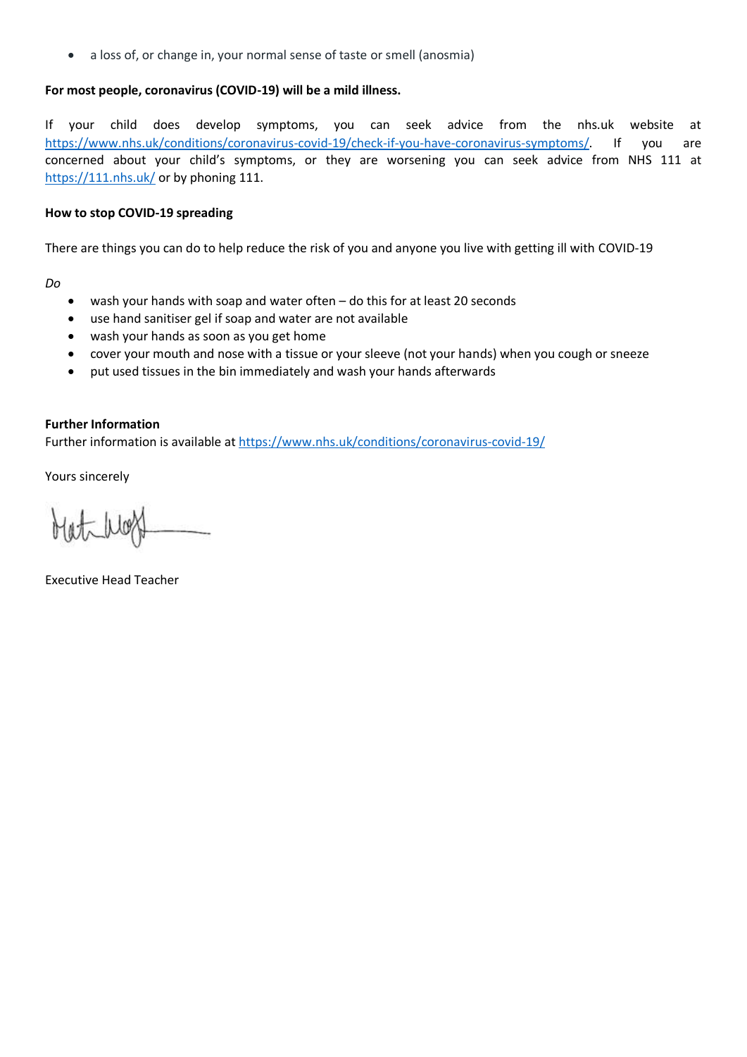- a loss of, or change in, your normal sense of taste or smell (anosmia)

**For most people, coronavirus (COVID-19) will be a mild illness.**

If your child does develop symptoms, you can seek advice from the nhs.uk website at https://www.nhs.uk/conditions/coronavirus-covid-19/check-if-you-have-coronavirus-symptoms/. If you are concerned about your child's symptoms, or they are worsening you can seek advice from NHS 111 at https://111.nhs.uk/ or by phoning 111.

**How to stop COVID-19 spreading**

There are things you can do to help reduce the risk of you and anyone you live with getting ill with COVID-19

*Do*

- wash your hands with soap and water often – do this for at least 20 seconds
- use hand sanitiser gel if soap and water are not available
- wash your hands as soon as you get home
- cover your mouth and nose with a tissue or your sleeve (not your hands) when you cough or sneeze
- put used tissues in the bin immediately and wash your hands afterwards

**Further Information**

Further information is available at https://www.nhs.uk/conditions/coronavirus-covid-19/

Yours sincerely

Executive Head Teacher